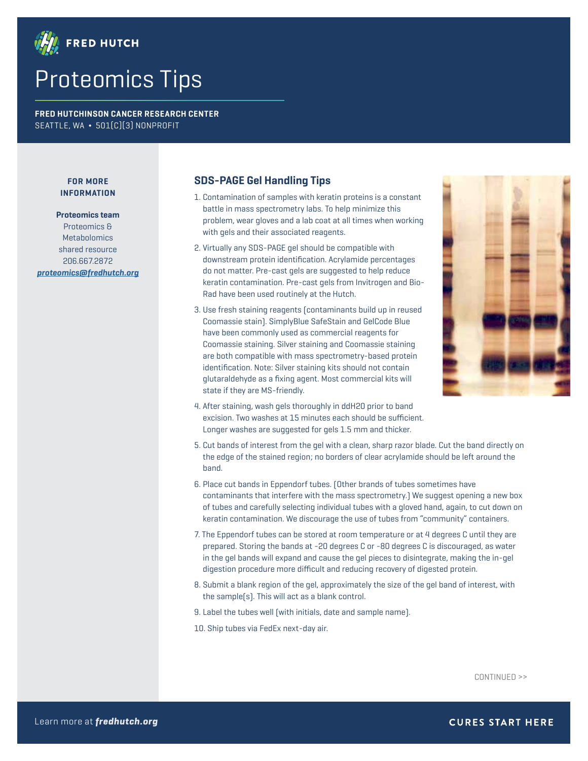# Proteomics Tips

**FRED HUTCHINSON CANCER RESEARCH CENTER**
SEATTLE, WA • 501(C)(3) NONPROFIT

**FOR MORE INFORMATION**

**Proteomics team**
Proteomics & Metabolomics shared resource
206.667.2872
***proteomics@fredhutch.org***

## SDS-PAGE Gel Handling Tips

1. Contamination of samples with keratin proteins is a constant battle in mass spectrometry labs. To help minimize this problem, wear gloves and a lab coat at all times when working with gels and their associated reagents.
2. Virtually any SDS-PAGE gel should be compatible with downstream protein identification. Acrylamide percentages do not matter. Pre-cast gels are suggested to help reduce keratin contamination. Pre-cast gels from Invitrogen and Bio-Rad have been used routinely at the Hutch.
3. Use fresh staining reagents (contaminants build up in reused Coomassie stain). SimplyBlue SafeStain and GelCode Blue have been commonly used as commercial reagents for Coomassie staining. Silver staining and Coomassie staining are both compatible with mass spectrometry-based protein identification. Note: Silver staining kits should not contain glutaraldehyde as a fixing agent. Most commercial kits will state if they are MS-friendly.
4. After staining, wash gels thoroughly in ddH20 prior to band excision. Two washes at 15 minutes each should be sufficient. Longer washes are suggested for gels 1.5 mm and thicker.
5. Cut bands of interest from the gel with a clean, sharp razor blade. Cut the band directly on the edge of the stained region; no borders of clear acrylamide should be left around the band.
6. Place cut bands in Eppendorf tubes. (Other brands of tubes sometimes have contaminants that interfere with the mass spectrometry.) We suggest opening a new box of tubes and carefully selecting individual tubes with a gloved hand, again, to cut down on keratin contamination. We discourage the use of tubes from "community" containers.
7. The Eppendorf tubes can be stored at room temperature or at 4 degrees C until they are prepared. Storing the bands at -20 degrees C or -80 degrees C is discouraged, as water in the gel bands will expand and cause the gel pieces to disintegrate, making the in-gel digestion procedure more difficult and reducing recovery of digested protein.
8. Submit a blank region of the gel, approximately the size of the gel band of interest, with the sample(s). This will act as a blank control.
9. Label the tubes well (with initials, date and sample name).
10. Ship tubes via FedEx next-day air.

CONTINUED >>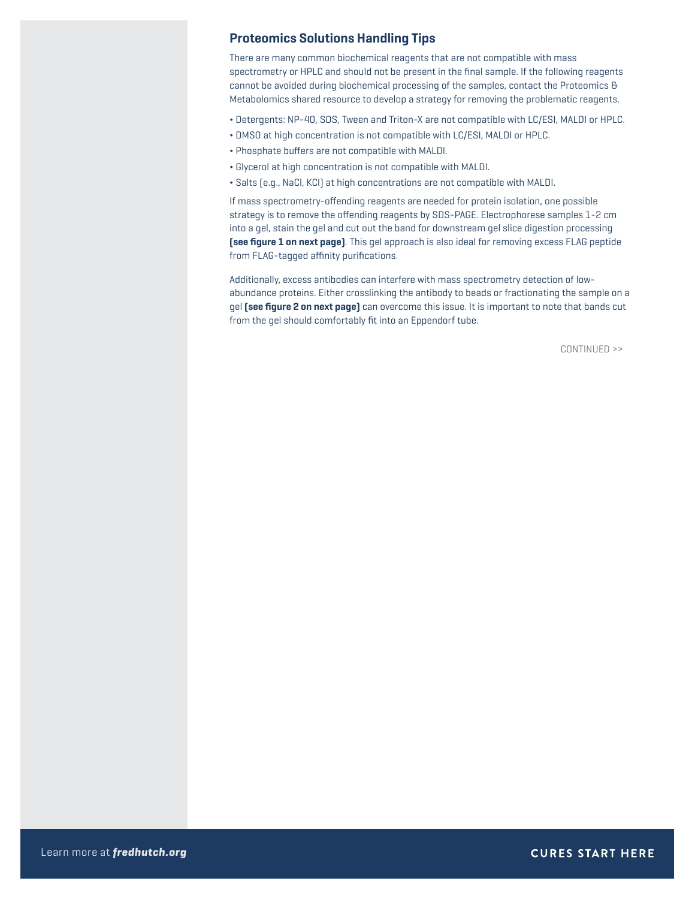## Proteomics Solutions Handling Tips

There are many common biochemical reagents that are not compatible with mass spectrometry or HPLC and should not be present in the final sample. If the following reagents cannot be avoided during biochemical processing of the samples, contact the Proteomics & Metabolomics shared resource to develop a strategy for removing the problematic reagents.

- Detergents: NP-40, SDS, Tween and Triton-X are not compatible with LC/ESI, MALDI or HPLC.
- DMSO at high concentration is not compatible with LC/ESI, MALDI or HPLC.
- Phosphate buffers are not compatible with MALDI.
- Glycerol at high concentration is not compatible with MALDI.
- Salts (e.g., NaCl, KCl) at high concentrations are not compatible with MALDI.

If mass spectrometry-offending reagents are needed for protein isolation, one possible strategy is to remove the offending reagents by SDS-PAGE. Electrophorese samples 1-2 cm into a gel, stain the gel and cut out the band for downstream gel slice digestion processing **(see figure 1 on next page)**. This gel approach is also ideal for removing excess FLAG peptide from FLAG-tagged affinity purifications.

Additionally, excess antibodies can interfere with mass spectrometry detection of low-abundance proteins. Either crosslinking the antibody to beads or fractionating the sample on a gel **(see figure 2 on next page)** can overcome this issue. It is important to note that bands cut from the gel should comfortably fit into an Eppendorf tube.

CONTINUED >>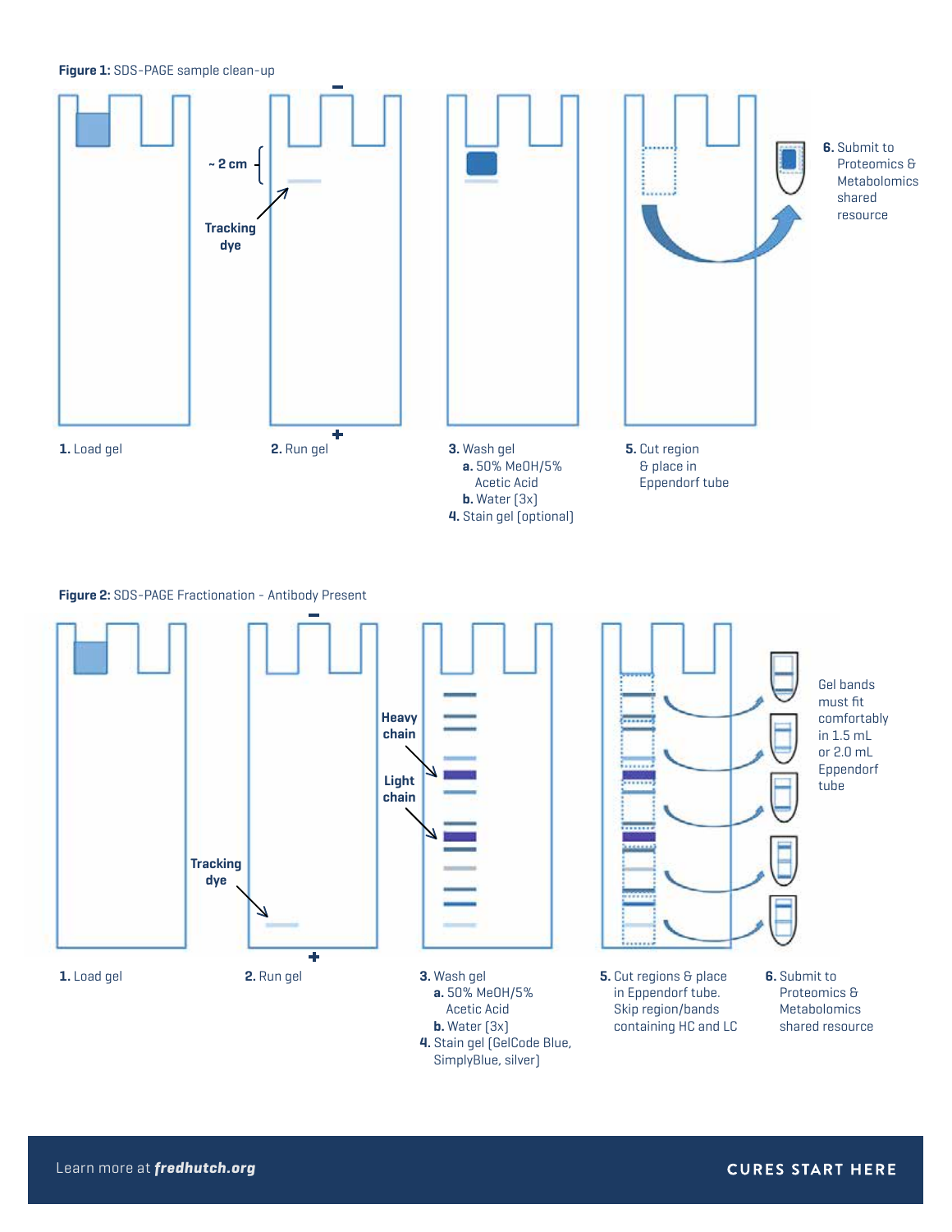**Figure 1:** SDS-PAGE sample clean-up

~ 2 cm

Tracking dye

1. Load gel
2. Run gel
3. Wash gel
   a. 50% MeOH/5% Acetic Acid
   b. Water (3x)
4. Stain gel (optional)
5. Cut region & place in Eppendorf tube
6. Submit to Proteomics & Metabolomics shared resource

**Figure 2:** SDS-PAGE Fractionation - Antibody Present

Tracking dye

Heavy chain

Light chain

Gel bands must fit comfortably in 1.5 mL or 2.0 mL Eppendorf tube

1. Load gel
2. Run gel
3. Wash gel
   a. 50% MeOH/5% Acetic Acid
   b. Water (3x)
4. Stain gel (GelCode Blue, SimplyBlue, silver)
5. Cut regions & place in Eppendorf tube. Skip region/bands containing HC and LC
6. Submit to Proteomics & Metabolomics shared resource

Learn more at ***fredhutch.org***

CURES START HERE